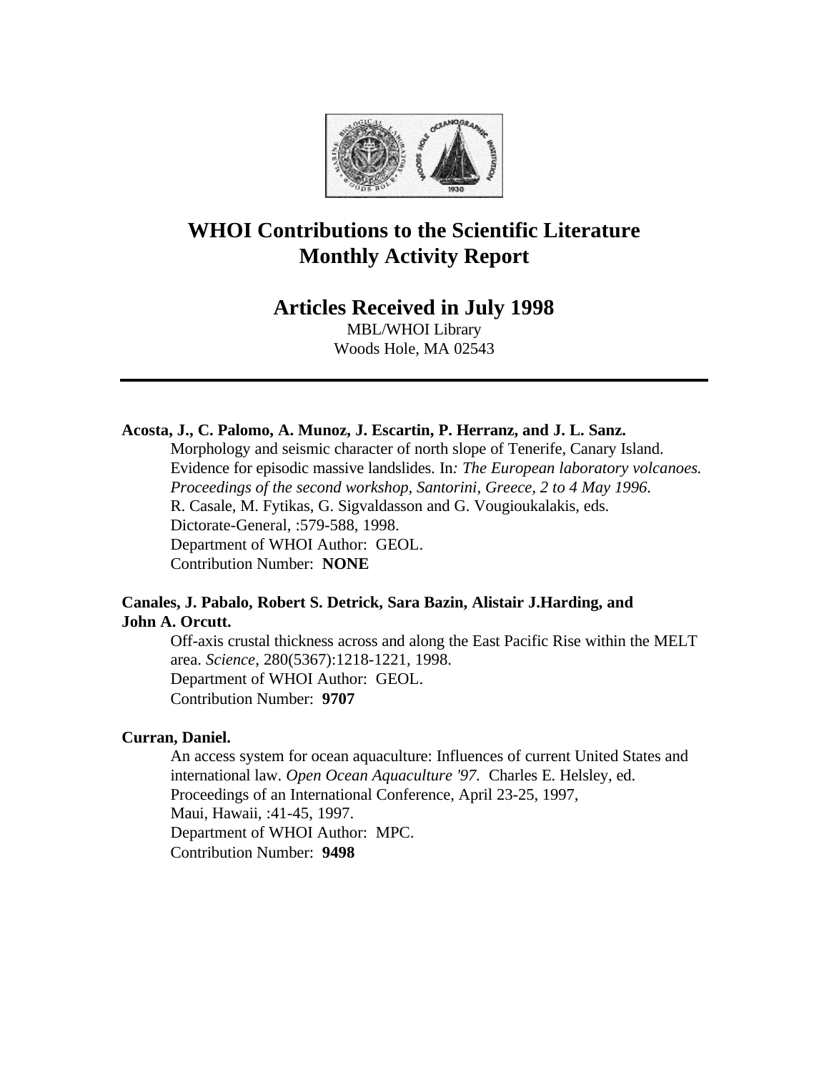# WHOI Contributions to the Scientific Literature
# Monthly Activity Report

## Articles Received in July 1998

MBL/WHOI Library
Woods Hole, MA 02543

---

**Acosta, J., C. Palomo, A. Munoz, J. Escartin, P. Herranz, and J. L. Sanz.**
Morphology and seismic character of north slope of Tenerife, Canary Island. Evidence for episodic massive landslides. In*: The European laboratory volcanoes. Proceedings of the second workshop, Santorini, Greece, 2 to 4 May 1996*. R. Casale, M. Fytikas, G. Sigvaldasson and G. Vougioukalakis, eds. Dictorate-General, :579-588, 1998.
Department of WHOI Author: GEOL.
Contribution Number: **NONE**

**Canales, J. Pabalo, Robert S. Detrick, Sara Bazin, Alistair J.Harding, and John A. Orcutt.**
Off-axis crustal thickness across and along the East Pacific Rise within the MELT area. *Science*, 280(5367):1218-1221, 1998.
Department of WHOI Author: GEOL.
Contribution Number: **9707**

**Curran, Daniel.**
An access system for ocean aquaculture: Influences of current United States and international law. *Open Ocean Aquaculture '97.* Charles E. Helsley, ed. Proceedings of an International Conference, April 23-25, 1997, Maui, Hawaii, :41-45, 1997.
Department of WHOI Author: MPC.
Contribution Number: **9498**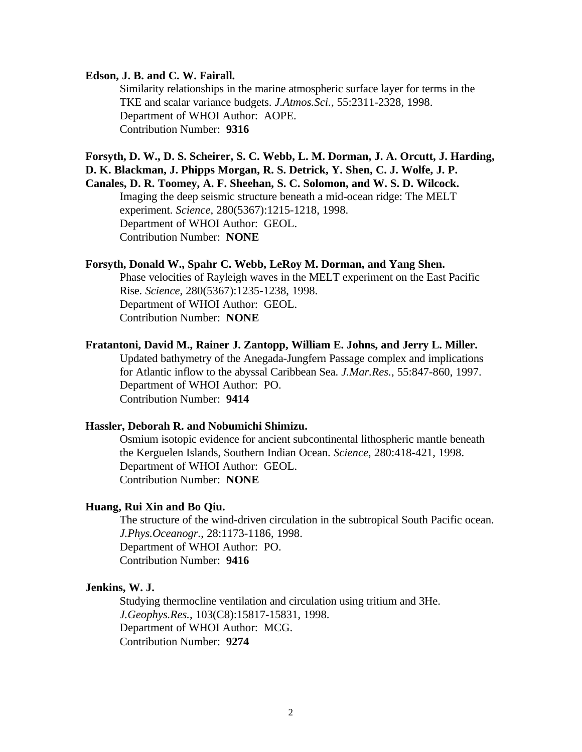**Edson, J. B. and C. W. Fairall.**

Similarity relationships in the marine atmospheric surface layer for terms in the TKE and scalar variance budgets. *J.Atmos.Sci.*, 55:2311-2328, 1998.
Department of WHOI Author: AOPE.
Contribution Number: **9316**

**Forsyth, D. W., D. S. Scheirer, S. C. Webb, L. M. Dorman, J. A. Orcutt, J. Harding, D. K. Blackman, J. Phipps Morgan, R. S. Detrick, Y. Shen, C. J. Wolfe, J. P. Canales, D. R. Toomey, A. F. Sheehan, S. C. Solomon, and W. S. D. Wilcock.**

Imaging the deep seismic structure beneath a mid-ocean ridge: The MELT experiment. *Science*, 280(5367):1215-1218, 1998.
Department of WHOI Author: GEOL.
Contribution Number: **NONE**

**Forsyth, Donald W., Spahr C. Webb, LeRoy M. Dorman, and Yang Shen.**

Phase velocities of Rayleigh waves in the MELT experiment on the East Pacific Rise. *Science*, 280(5367):1235-1238, 1998.
Department of WHOI Author: GEOL.
Contribution Number: **NONE**

**Fratantoni, David M., Rainer J. Zantopp, William E. Johns, and Jerry L. Miller.**

Updated bathymetry of the Anegada-Jungfern Passage complex and implications for Atlantic inflow to the abyssal Caribbean Sea. *J.Mar.Res.*, 55:847-860, 1997.
Department of WHOI Author: PO.
Contribution Number: **9414**

**Hassler, Deborah R. and Nobumichi Shimizu.**

Osmium isotopic evidence for ancient subcontinental lithospheric mantle beneath the Kerguelen Islands, Southern Indian Ocean. *Science*, 280:418-421, 1998.
Department of WHOI Author: GEOL.
Contribution Number: **NONE**

**Huang, Rui Xin and Bo Qiu.**

The structure of the wind-driven circulation in the subtropical South Pacific ocean. *J.Phys.Oceanogr.*, 28:1173-1186, 1998.
Department of WHOI Author: PO.
Contribution Number: **9416**

**Jenkins, W. J.**

Studying thermocline ventilation and circulation using tritium and 3He. *J.Geophys.Res.*, 103(C8):15817-15831, 1998.
Department of WHOI Author: MCG.
Contribution Number: **9274**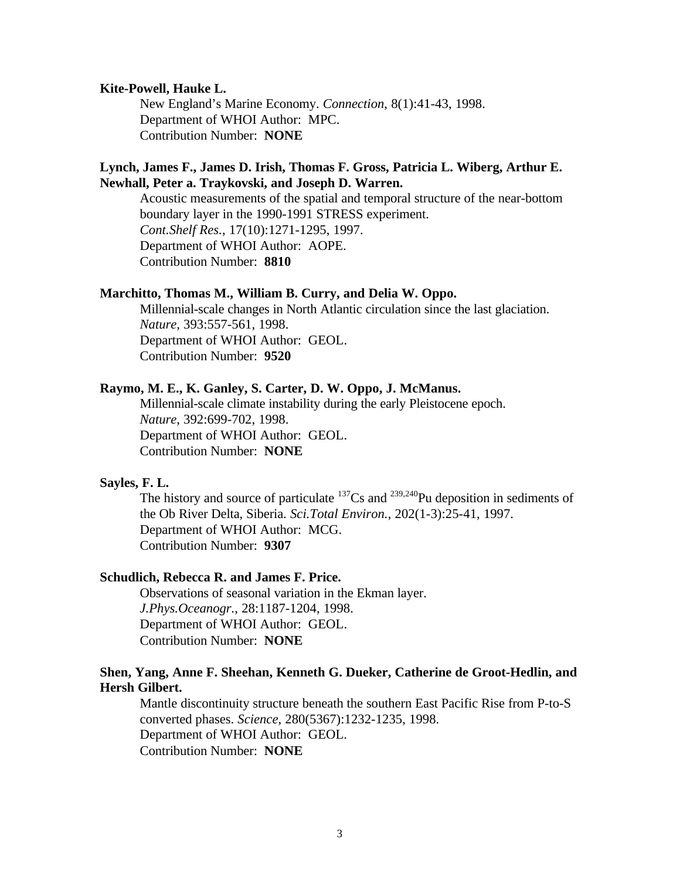**Kite-Powell, Hauke L.**

New England's Marine Economy. *Connection*, 8(1):41-43, 1998.
Department of WHOI Author: MPC.
Contribution Number: **NONE**

**Lynch, James F., James D. Irish, Thomas F. Gross, Patricia L. Wiberg, Arthur E. Newhall, Peter a. Traykovski, and Joseph D. Warren.**

Acoustic measurements of the spatial and temporal structure of the near-bottom boundary layer in the 1990-1991 STRESS experiment.
*Cont.Shelf Res.*, 17(10):1271-1295, 1997.
Department of WHOI Author: AOPE.
Contribution Number: **8810**

**Marchitto, Thomas M., William B. Curry, and Delia W. Oppo.**

Millennial-scale changes in North Atlantic circulation since the last glaciation.
*Nature*, 393:557-561, 1998.
Department of WHOI Author: GEOL.
Contribution Number: **9520**

**Raymo, M. E., K. Ganley, S. Carter, D. W. Oppo, J. McManus.**

Millennial-scale climate instability during the early Pleistocene epoch.
*Nature*, 392:699-702, 1998.
Department of WHOI Author: GEOL.
Contribution Number: **NONE**

**Sayles, F. L.**

The history and source of particulate $^{137}$Cs and $^{239,240}$Pu deposition in sediments of the Ob River Delta, Siberia. *Sci.Total Environ.*, 202(1-3):25-41, 1997.
Department of WHOI Author: MCG.
Contribution Number: **9307**

**Schudlich, Rebecca R. and James F. Price.**

Observations of seasonal variation in the Ekman layer.
*J.Phys.Oceanogr.*, 28:1187-1204, 1998.
Department of WHOI Author: GEOL.
Contribution Number: **NONE**

**Shen, Yang, Anne F. Sheehan, Kenneth G. Dueker, Catherine de Groot-Hedlin, and Hersh Gilbert.**

Mantle discontinuity structure beneath the southern East Pacific Rise from P-to-S converted phases. *Science*, 280(5367):1232-1235, 1998.
Department of WHOI Author: GEOL.
Contribution Number: **NONE**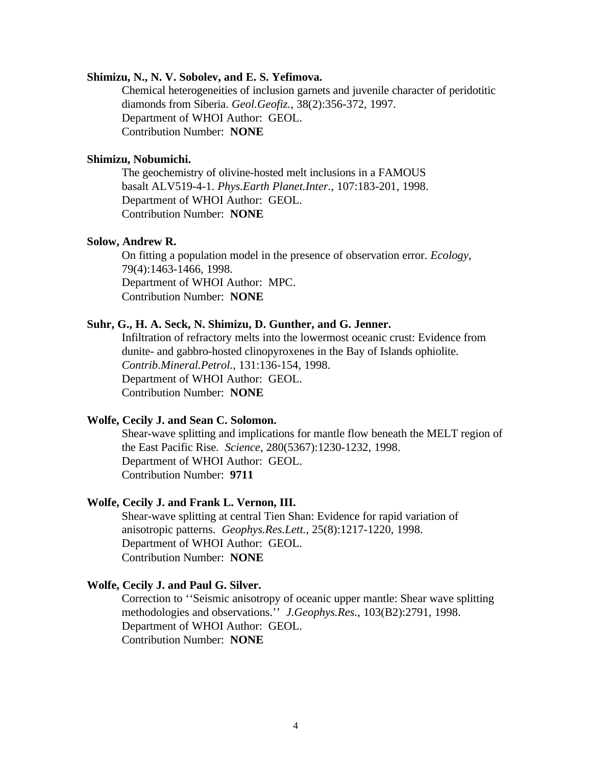**Shimizu, N., N. V. Sobolev, and E. S. Yefimova.**

Chemical heterogeneities of inclusion garnets and juvenile character of peridotitic diamonds from Siberia. *Geol.Geofiz.*, 38(2):356-372, 1997.
Department of WHOI Author: GEOL.
Contribution Number: **NONE**

**Shimizu, Nobumichi.**

The geochemistry of olivine-hosted melt inclusions in a FAMOUS basalt ALV519-4-1. *Phys.Earth Planet.Inter.*, 107:183-201, 1998.
Department of WHOI Author: GEOL.
Contribution Number: **NONE**

**Solow, Andrew R.**

On fitting a population model in the presence of observation error. *Ecology*, 79(4):1463-1466, 1998.
Department of WHOI Author: MPC.
Contribution Number: **NONE**

**Suhr, G., H. A. Seck, N. Shimizu, D. Gunther, and G. Jenner.**

Infiltration of refractory melts into the lowermost oceanic crust: Evidence from dunite- and gabbro-hosted clinopyroxenes in the Bay of Islands ophiolite. *Contrib.Mineral.Petrol.*, 131:136-154, 1998.
Department of WHOI Author: GEOL.
Contribution Number: **NONE**

**Wolfe, Cecily J. and Sean C. Solomon.**

Shear-wave splitting and implications for mantle flow beneath the MELT region of the East Pacific Rise. *Science*, 280(5367):1230-1232, 1998.
Department of WHOI Author: GEOL.
Contribution Number: **9711**

**Wolfe, Cecily J. and Frank L. Vernon, III.**

Shear-wave splitting at central Tien Shan: Evidence for rapid variation of anisotropic patterns. *Geophys.Res.Lett.*, 25(8):1217-1220, 1998.
Department of WHOI Author: GEOL.
Contribution Number: **NONE**

**Wolfe, Cecily J. and Paul G. Silver.**

Correction to ''Seismic anisotropy of oceanic upper mantle: Shear wave splitting methodologies and observations.'' *J.Geophys.Res.*, 103(B2):2791, 1998.
Department of WHOI Author: GEOL.
Contribution Number: **NONE**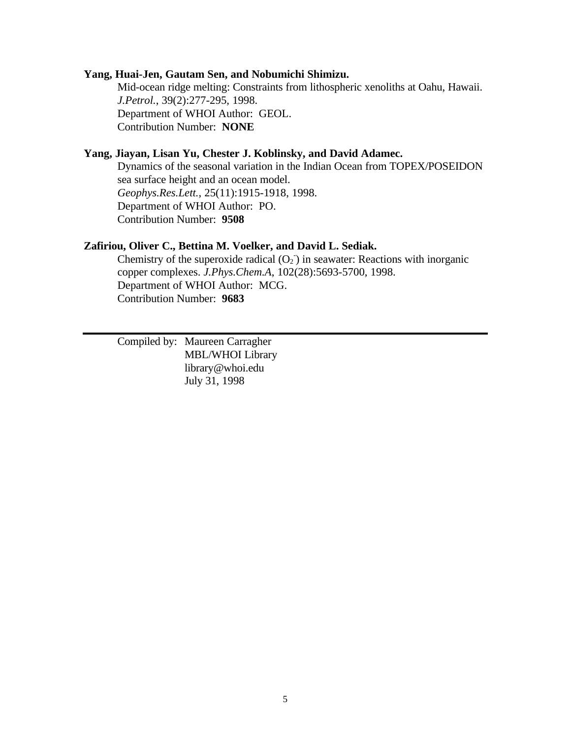**Yang, Huai-Jen, Gautam Sen, and Nobumichi Shimizu.**

Mid-ocean ridge melting: Constraints from lithospheric xenoliths at Oahu, Hawaii. *J.Petrol.*, 39(2):277-295, 1998.
Department of WHOI Author: GEOL.
Contribution Number: **NONE**

**Yang, Jiayan, Lisan Yu, Chester J. Koblinsky, and David Adamec.**

Dynamics of the seasonal variation in the Indian Ocean from TOPEX/POSEIDON sea surface height and an ocean model.
*Geophys.Res.Lett.*, 25(11):1915-1918, 1998.
Department of WHOI Author: PO.
Contribution Number: **9508**

**Zafiriou, Oliver C., Bettina M. Voelker, and David L. Sediak.**

Chemistry of the superoxide radical ($O_2^-$) in seawater: Reactions with inorganic copper complexes. *J.Phys.Chem.A*, 102(28):5693-5700, 1998.
Department of WHOI Author: MCG.
Contribution Number: **9683**

---

Compiled by: Maureen Carragher
MBL/WHOI Library
library@whoi.edu
July 31, 1998